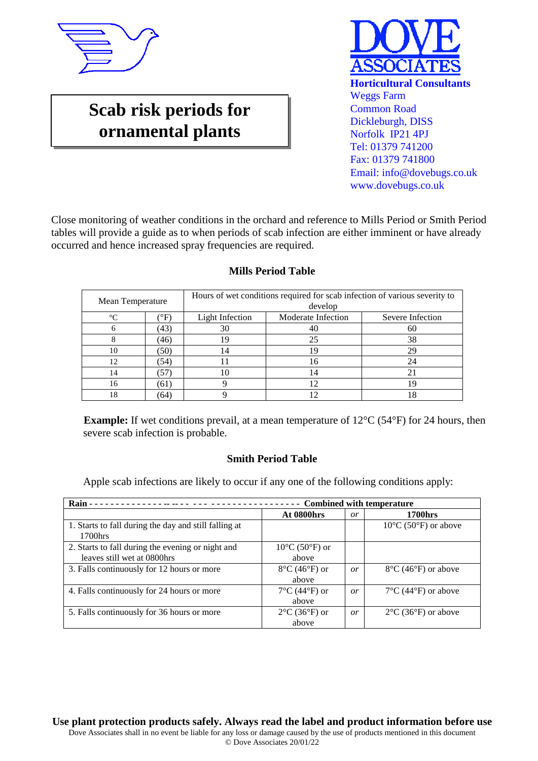# Scab risk periods for ornamental plants

**DOVE ASSOCIATES**
**Horticultural Consultants**
Weggs Farm
Common Road
Dickleburgh, DISS
Norfolk IP21 4PJ
Tel: 01379 741200
Fax: 01379 741800
Email: info@dovebugs.co.uk
www.dovebugs.co.uk

Close monitoring of weather conditions in the orchard and reference to Mills Period or Smith Period tables will provide a guide as to when periods of scab infection are either imminent or have already occurred and hence increased spray frequencies are required.

## Mills Period Table

| Mean Temperature | | Hours of wet conditions required for scab infection of various severity to develop | | |
|---|---|---|---|---|
| °C | (°F) | Light Infection | Moderate Infection | Severe Infection |
| 6 | (43) | 30 | 40 | 60 |
| 8 | (46) | 19 | 25 | 38 |
| 10 | (50) | 14 | 19 | 29 |
| 12 | (54) | 11 | 16 | 24 |
| 14 | (57) | 10 | 14 | 21 |
| 16 | (61) | 9 | 12 | 19 |
| 18 | (64) | 9 | 12 | 18 |

**Example:** If wet conditions prevail, at a mean temperature of 12°C (54°F) for 24 hours, then severe scab infection is probable.

## Smith Period Table

Apple scab infections are likely to occur if any one of the following conditions apply:

| **Rain** | **Combined with temperature** | | |
|---|---|---|---|
| | **At 0800hrs** | *or* | **1700hrs** |
| 1. Starts to fall during the day and still falling at 1700hrs | | | 10°C (50°F) or above |
| 2. Starts to fall during the evening or night and leaves still wet at 0800hrs | 10°C (50°F) or above | | |
| 3. Falls continuously for 12 hours or more | 8°C (46°F) or above | *or* | 8°C (46°F) or above |
| 4. Falls continuously for 24 hours or more | 7°C (44°F) or above | *or* | 7°C (44°F) or above |
| 5. Falls continuously for 36 hours or more | 2°C (36°F) or above | *or* | 2°C (36°F) or above |

**Use plant protection products safely. Always read the label and product information before use**

Dove Associates shall in no event be liable for any loss or damage caused by the use of products mentioned in this document

© Dove Associates 20/01/22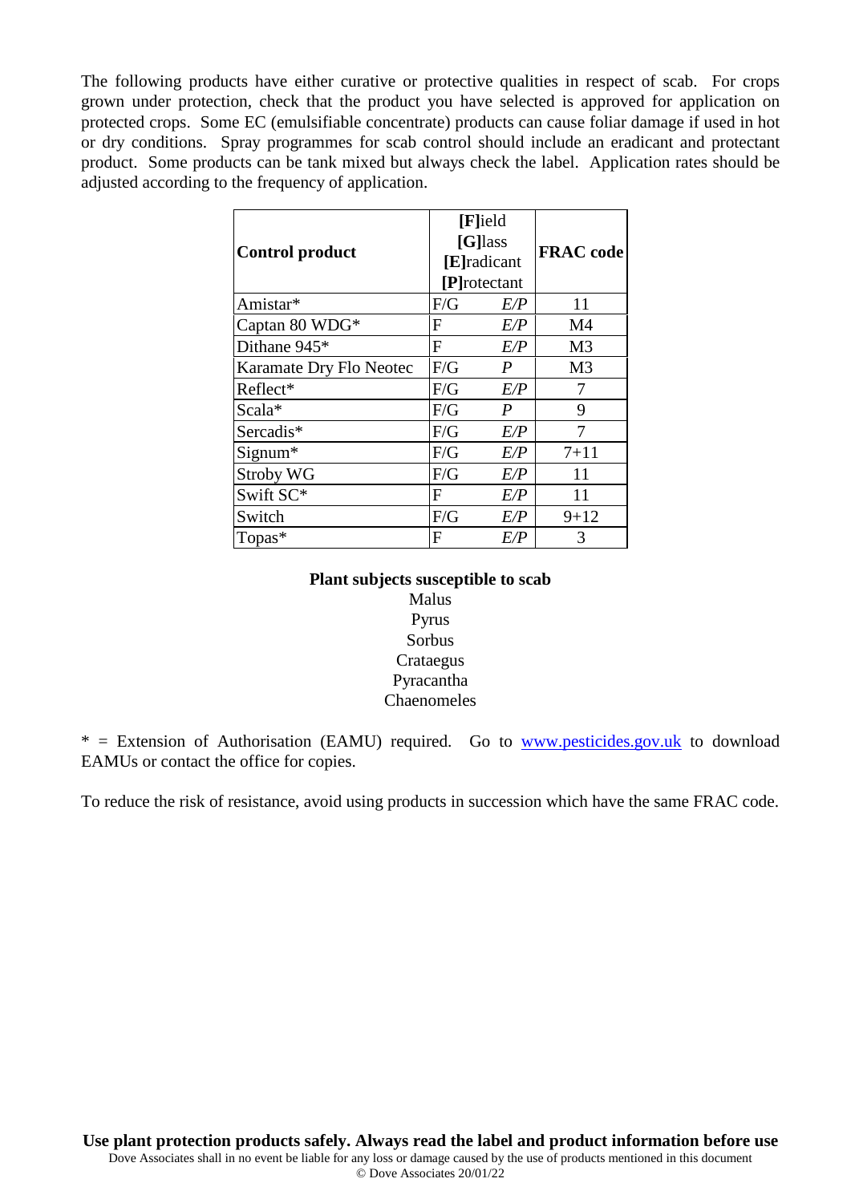The following products have either curative or protective qualities in respect of scab. For crops grown under protection, check that the product you have selected is approved for application on protected crops. Some EC (emulsifiable concentrate) products can cause foliar damage if used in hot or dry conditions. Spray programmes for scab control should include an eradicant and protectant product. Some products can be tank mixed but always check the label. Application rates should be adjusted according to the frequency of application.

| **Control product** | **[F]**ield **[G]**lass **[E]**radicant **[P]**rotectant | | **FRAC code** |
|---|---|---|---|
| Amistar* | F/G | *E/P* | 11 |
| Captan 80 WDG* | F | *E/P* | M4 |
| Dithane 945* | F | *E/P* | M3 |
| Karamate Dry Flo Neotec | F/G | *P* | M3 |
| Reflect* | F/G | *E/P* | 7 |
| Scala* | F/G | *P* | 9 |
| Sercadis* | F/G | *E/P* | 7 |
| Signum* | F/G | *E/P* | 7+11 |
| Stroby WG | F/G | *E/P* | 11 |
| Swift SC* | F | *E/P* | 11 |
| Switch | F/G | *E/P* | 9+12 |
| Topas* | F | *E/P* | 3 |

**Plant subjects susceptible to scab**

Malus
Pyrus
Sorbus
Crataegus
Pyracantha
Chaenomeles

* = Extension of Authorisation (EAMU) required. Go to www.pesticides.gov.uk to download EAMUs or contact the office for copies.

To reduce the risk of resistance, avoid using products in succession which have the same FRAC code.

**Use plant protection products safely. Always read the label and product information before use**

Dove Associates shall in no event be liable for any loss or damage caused by the use of products mentioned in this document

© Dove Associates 20/01/22